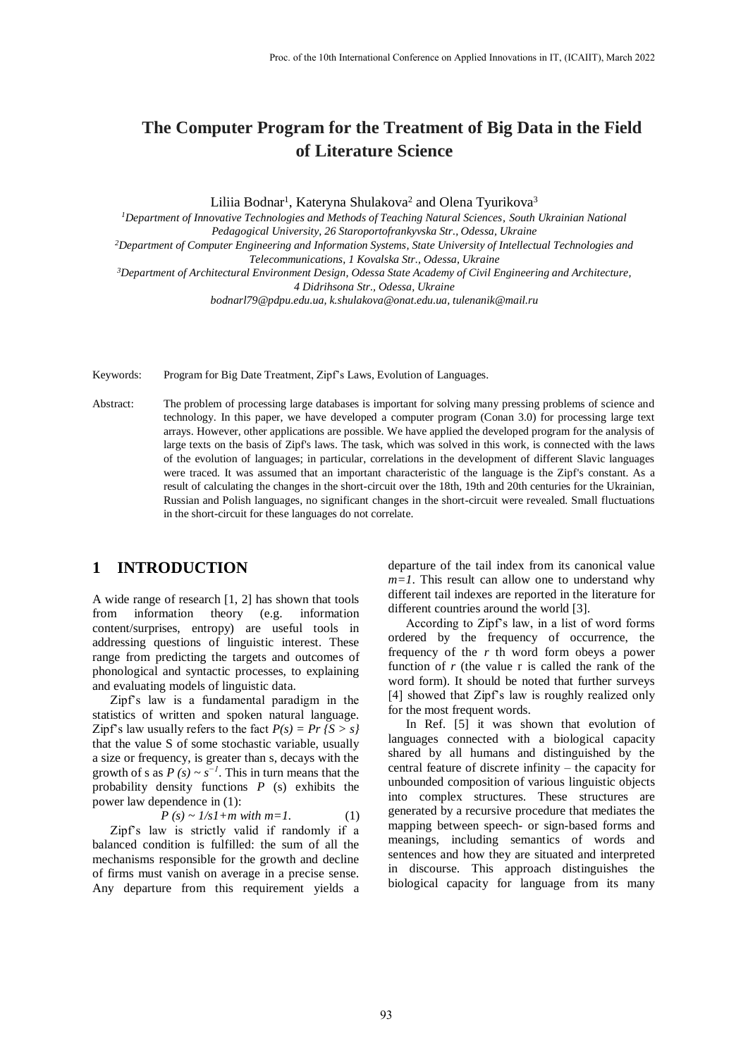# The Computer Program for the Treatment of Big Data in the Field of Literature Science

Liliia Bodnar[1], Kateryna Shulakova[2] and Olena Tyurikova[3]

[1]*Department of Innovative Technologies and Methods of Teaching Natural Sciences, South Ukrainian National Pedagogical University, 26 Staroportofrankyvska Str., Odessa, Ukraine*
[2]*Department of Computer Engineering and Information Systems, State University of Intellectual Technologies and Telecommunications, 1 Kovalska Str., Odessa, Ukraine*
[3]*Department of Architectural Environment Design, Odessa State Academy of Civil Engineering and Architecture, 4 Didrihsona Str., Odessa, Ukraine*
*bodnarl79@pdpu.edu.ua, k.shulakova@onat.edu.ua, tulenanik@mail.ru*

Keywords: Program for Big Date Treatment, Zipf's Laws, Evolution of Languages.

Abstract: The problem of processing large databases is important for solving many pressing problems of science and technology. In this paper, we have developed a computer program (Conan 3.0) for processing large text arrays. However, other applications are possible. We have applied the developed program for the analysis of large texts on the basis of Zipf's laws. The task, which was solved in this work, is connected with the laws of the evolution of languages; in particular, correlations in the development of different Slavic languages were traced. It was assumed that an important characteristic of the language is the Zipf's constant. As a result of calculating the changes in the short-circuit over the 18th, 19th and 20th centuries for the Ukrainian, Russian and Polish languages, no significant changes in the short-circuit were revealed. Small fluctuations in the short-circuit for these languages do not correlate.

## 1 INTRODUCTION

A wide range of research [1, 2] has shown that tools from information theory (e.g. information content/surprises, entropy) are useful tools in addressing questions of linguistic interest. These range from predicting the targets and outcomes of phonological and syntactic processes, to explaining and evaluating models of linguistic data.

Zipf's law is a fundamental paradigm in the statistics of written and spoken natural language. Zipf's law usually refers to the fact $P(s) = Pr\{S > s\}$ that the value S of some stochastic variable, usually a size or frequency, is greater than s, decays with the growth of s as $P(s) \sim s^{-1}$. This in turn means that the probability density functions $P$ (s) exhibits the power law dependence in (1):

$$P(s) \sim 1/s1+m \text{ with } m=1. \tag{1}$$

Zipf's law is strictly valid if randomly if a balanced condition is fulfilled: the sum of all the mechanisms responsible for the growth and decline of firms must vanish on average in a precise sense. Any departure from this requirement yields a departure of the tail index from its canonical value $m=1$. This result can allow one to understand why different tail indexes are reported in the literature for different countries around the world [3].

According to Zipf's law, in a list of word forms ordered by the frequency of occurrence, the frequency of the *r* th word form obeys a power function of *r* (the value r is called the rank of the word form). It should be noted that further surveys [4] showed that Zipf's law is roughly realized only for the most frequent words.

In Ref. [5] it was shown that evolution of languages connected with a biological capacity shared by all humans and distinguished by the central feature of discrete infinity – the capacity for unbounded composition of various linguistic objects into complex structures. These structures are generated by a recursive procedure that mediates the mapping between speech- or sign-based forms and meanings, including semantics of words and sentences and how they are situated and interpreted in discourse. This approach distinguishes the biological capacity for language from its many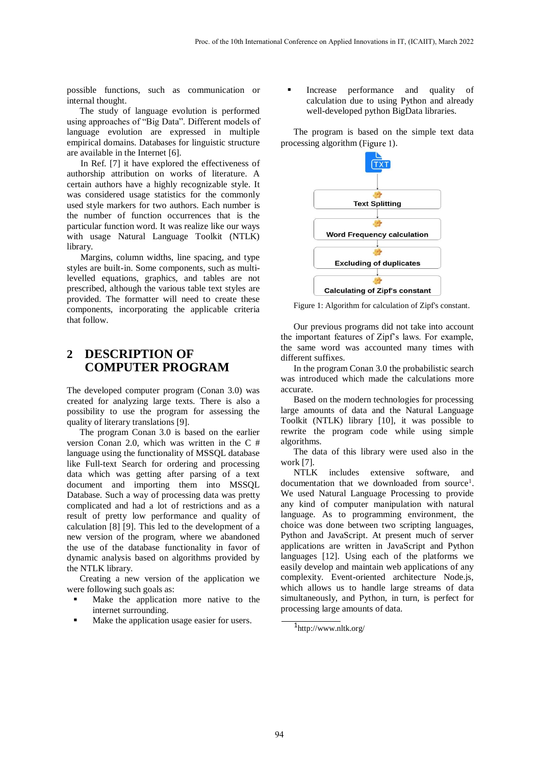possible functions, such as communication or internal thought.

The study of language evolution is performed using approaches of "Big Data". Different models of language evolution are expressed in multiple empirical domains. Databases for linguistic structure are available in the Internet [6].

In Ref. [7] it have explored the effectiveness of authorship attribution on works of literature. A certain authors have a highly recognizable style. It was considered usage statistics for the commonly used style markers for two authors. Each number is the number of function occurrences that is the particular function word. It was realize like our ways with usage Natural Language Toolkit (NTLK) library.

Margins, column widths, line spacing, and type styles are built-in. Some components, such as multi-levelled equations, graphics, and tables are not prescribed, although the various table text styles are provided. The formatter will need to create these components, incorporating the applicable criteria that follow.

## 2 DESCRIPTION OF COMPUTER PROGRAM

The developed computer program (Conan 3.0) was created for analyzing large texts. There is also a possibility to use the program for assessing the quality of literary translations [9].

The program Conan 3.0 is based on the earlier version Conan 2.0, which was written in the C # language using the functionality of MSSQL database like Full-text Search for ordering and processing data which was getting after parsing of a text document and importing them into MSSQL Database. Such a way of processing data was pretty complicated and had a lot of restrictions and as a result of pretty low performance and quality of calculation [8] [9]. This led to the development of a new version of the program, where we abandoned the use of the database functionality in favor of dynamic analysis based on algorithms provided by the NTLK library.

Creating a new version of the application we were following such goals as:

- Make the application more native to the internet surrounding.
- Make the application usage easier for users.
- Increase performance and quality of calculation due to using Python and already well-developed python BigData libraries.

The program is based on the simple text data processing algorithm (Figure 1).

TXT → Text Splitting → Word Frequency calculation → Excluding of duplicates → Calculating of Zipf's constant

Figure 1: Algorithm for calculation of Zipf's constant.

Our previous programs did not take into account the important features of Zipf's laws. For example, the same word was accounted many times with different suffixes.

In the program Conan 3.0 the probabilistic search was introduced which made the calculations more accurate.

Based on the modern technologies for processing large amounts of data and the Natural Language Toolkit (NTLK) library [10], it was possible to rewrite the program code while using simple algorithms.

The data of this library were used also in the work [7].

NTLK includes extensive software, and documentation that we downloaded from source[1]. We used Natural Language Processing to provide any kind of computer manipulation with natural language. As to programming environment, the choice was done between two scripting languages, Python and JavaScript. At present much of server applications are written in JavaScript and Python languages [12]. Using each of the platforms we easily develop and maintain web applications of any complexity. Event-oriented architecture Node.js, which allows us to handle large streams of data simultaneously, and Python, in turn, is perfect for processing large amounts of data.

[1] http://www.nltk.org/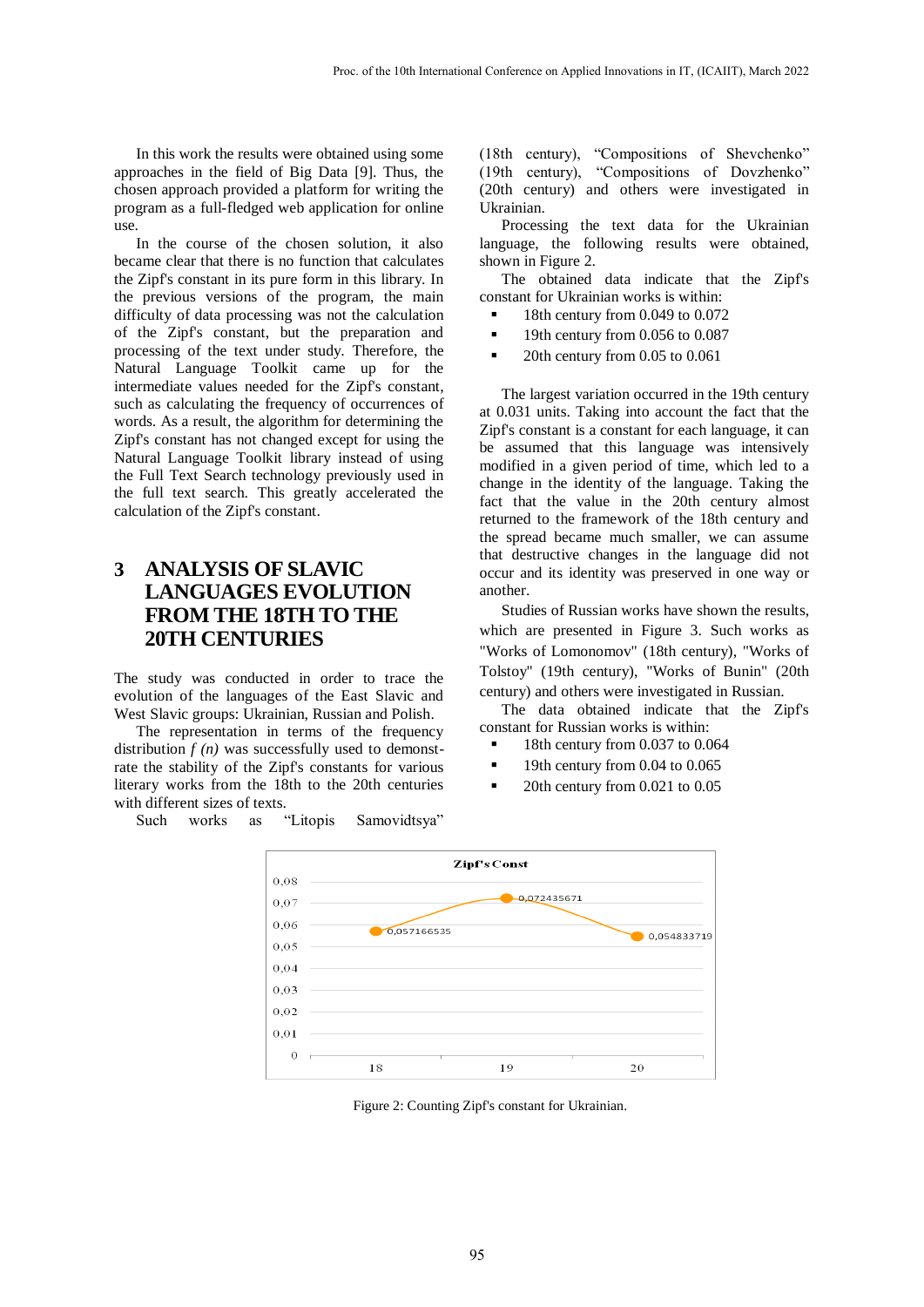In this work the results were obtained using some approaches in the field of Big Data [9]. Thus, the chosen approach provided a platform for writing the program as a full-fledged web application for online use.

In the course of the chosen solution, it also became clear that there is no function that calculates the Zipf's constant in its pure form in this library. In the previous versions of the program, the main difficulty of data processing was not the calculation of the Zipf's constant, but the preparation and processing of the text under study. Therefore, the Natural Language Toolkit came up for the intermediate values needed for the Zipf's constant, such as calculating the frequency of occurrences of words. As a result, the algorithm for determining the Zipf's constant has not changed except for using the Natural Language Toolkit library instead of using the Full Text Search technology previously used in the full text search. This greatly accelerated the calculation of the Zipf's constant.

## 3 ANALYSIS OF SLAVIC LANGUAGES EVOLUTION FROM THE 18TH TO THE 20TH CENTURIES

The study was conducted in order to trace the evolution of the languages of the East Slavic and West Slavic groups: Ukrainian, Russian and Polish.

The representation in terms of the frequency distribution *f (n)* was successfully used to demonstrate the stability of the Zipf's constants for various literary works from the 18th to the 20th centuries with different sizes of texts.

Such works as "Litopis Samovidtsya" (18th century), "Compositions of Shevchenko" (19th century), "Compositions of Dovzhenko" (20th century) and others were investigated in Ukrainian.

Processing the text data for the Ukrainian language, the following results were obtained, shown in Figure 2.

The obtained data indicate that the Zipf's constant for Ukrainian works is within:

- 18th century from 0.049 to 0.072
- 19th century from 0.056 to 0.087
- 20th century from 0.05 to 0.061

The largest variation occurred in the 19th century at 0.031 units. Taking into account the fact that the Zipf's constant is a constant for each language, it can be assumed that this language was intensively modified in a given period of time, which led to a change in the identity of the language. Taking the fact that the value in the 20th century almost returned to the framework of the 18th century and the spread became much smaller, we can assume that destructive changes in the language did not occur and its identity was preserved in one way or another.

Studies of Russian works have shown the results, which are presented in Figure 3. Such works as "Works of Lomonomov" (18th century), "Works of Tolstoy" (19th century), "Works of Bunin" (20th century) and others were investigated in Russian.

The data obtained indicate that the Zipf's constant for Russian works is within:

- 18th century from 0.037 to 0.064
- 19th century from 0.04 to 0.065
- 20th century from 0.021 to 0.05

**Zipf's Const**

| Century | Zipf's Const |
|---|---|
| 18 | 0,057166535 |
| 19 | 0,072435671 |
| 20 | 0,054833719 |

Figure 2: Counting Zipf's constant for Ukrainian.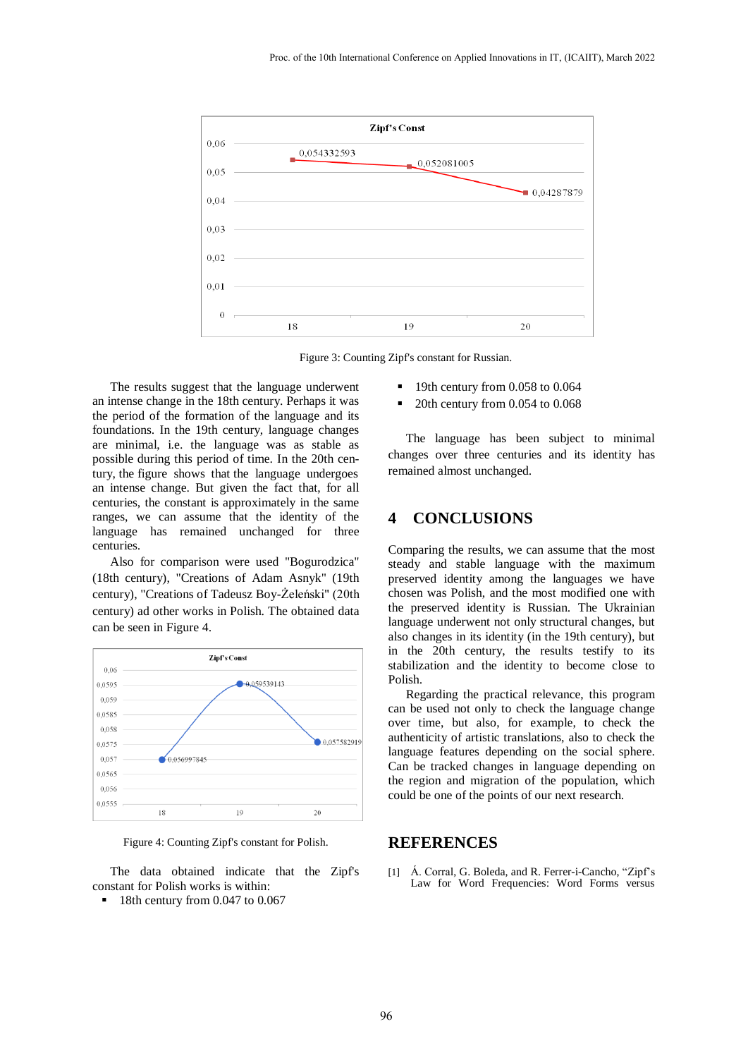Figure 3: Counting Zipf's constant for Russian.

The results suggest that the language underwent an intense change in the 18th century. Perhaps it was the period of the formation of the language and its foundations. In the 19th century, language changes are minimal, i.e. the language was as stable as possible during this period of time. In the 20th century, the figure shows that the language undergoes an intense change. But given the fact that, for all centuries, the constant is approximately in the same ranges, we can assume that the identity of the language has remained unchanged for three centuries.

Also for comparison were used "Bogurodzica" (18th century), "Creations of Adam Asnyk" (19th century), "Creations of Tadeusz Boy-Żeleński" (20th century) ad other works in Polish. The obtained data can be seen in Figure 4.

Figure 4: Counting Zipf's constant for Polish.

The data obtained indicate that the Zipf's constant for Polish works is within:

- 18th century from 0.047 to 0.067
- 19th century from 0.058 to 0.064
- 20th century from 0.054 to 0.068

The language has been subject to minimal changes over three centuries and its identity has remained almost unchanged.

## 4 CONCLUSIONS

Comparing the results, we can assume that the most steady and stable language with the maximum preserved identity among the languages we have chosen was Polish, and the most modified one with the preserved identity is Russian. The Ukrainian language underwent not only structural changes, but also changes in its identity (in the 19th century), but in the 20th century, the results testify to its stabilization and the identity to become close to Polish.

Regarding the practical relevance, this program can be used not only to check the language change over time, but also, for example, to check the authenticity of artistic translations, also to check the language features depending on the social sphere. Can be tracked changes in language depending on the region and migration of the population, which could be one of the points of our next research.

## REFERENCES

[1] Á. Corral, G. Boleda, and R. Ferrer-i-Cancho, "Zipf's Law for Word Frequencies: Word Forms versus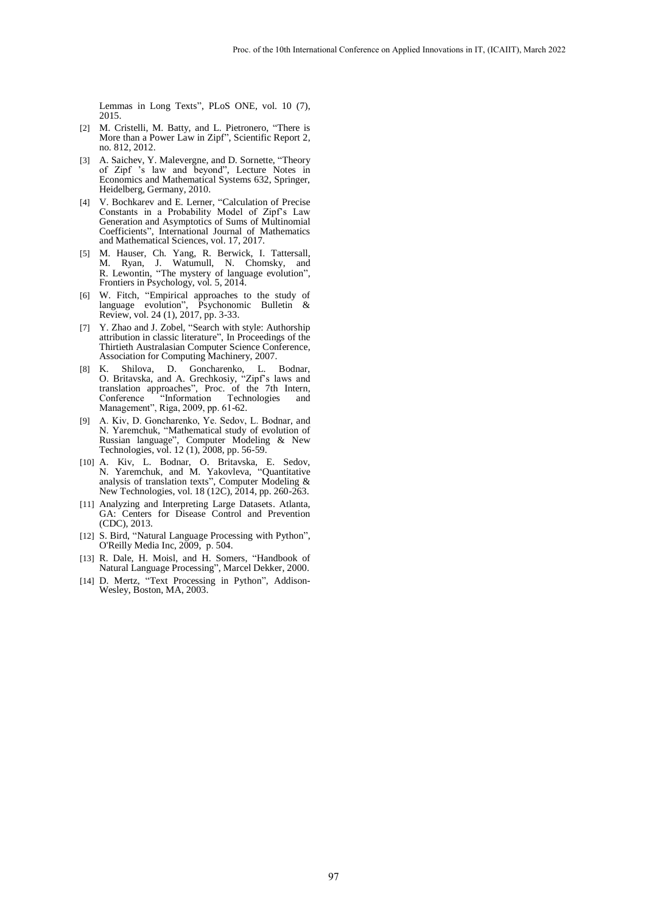Lemmas in Long Texts", PLoS ONE, vol. 10 (7), 2015.

[2] M. Cristelli, M. Batty, and L. Pietronero, "There is More than a Power Law in Zipf", Scientific Report 2, no. 812, 2012.

[3] A. Saichev, Y. Malevergne, and D. Sornette, "Theory of Zipf 's law and beyond", Lecture Notes in Economics and Mathematical Systems 632, Springer, Heidelberg, Germany, 2010.

[4] V. Bochkarev and E. Lerner, "Calculation of Precise Constants in a Probability Model of Zipf's Law Generation and Asymptotics of Sums of Multinomial Coefficients", International Journal of Mathematics and Mathematical Sciences, vol. 17, 2017.

[5] M. Hauser, Ch. Yang, R. Berwick, I. Tattersall, M. Ryan, J. Watumull, N. Chomsky, and R. Lewontin, "The mystery of language evolution", Frontiers in Psychology, vol. 5, 2014.

[6] W. Fitch, "Empirical approaches to the study of language evolution", Psychonomic Bulletin & Review, vol. 24 (1), 2017, pp. 3-33.

[7] Y. Zhao and J. Zobel, "Search with style: Authorship attribution in classic literature", In Proceedings of the Thirtieth Australasian Computer Science Conference, Association for Computing Machinery, 2007.

[8] K. Shilova, D. Goncharenko, L. Bodnar, O. Britavska, and A. Grechkosiy, "Zipf's laws and translation approaches", Proc. of the 7th Intern, Conference "Information Technologies and Management", Riga, 2009, pp. 61-62.

[9] A. Kiv, D. Goncharenko, Ye. Sedov, L. Bodnar, and N. Yaremchuk, "Mathematical study of evolution of Russian language", Computer Modeling & New Technologies, vol. 12 (1), 2008, pp. 56-59.

[10] A. Kiv, L. Bodnar, O. Britavska, E. Sedov, N. Yaremchuk, and M. Yakovleva, "Quantitative analysis of translation texts", Computer Modeling & New Technologies, vol. 18 (12C), 2014, pp. 260-263.

[11] Analyzing and Interpreting Large Datasets. Atlanta, GA: Centers for Disease Control and Prevention (CDC), 2013.

[12] S. Bird, "Natural Language Processing with Python", O'Reilly Media Inc, 2009, p. 504.

[13] R. Dale, H. Moisl, and H. Somers, "Handbook of Natural Language Processing", Marcel Dekker, 2000.

[14] D. Mertz, "Text Processing in Python", Addison-Wesley, Boston, MA, 2003.